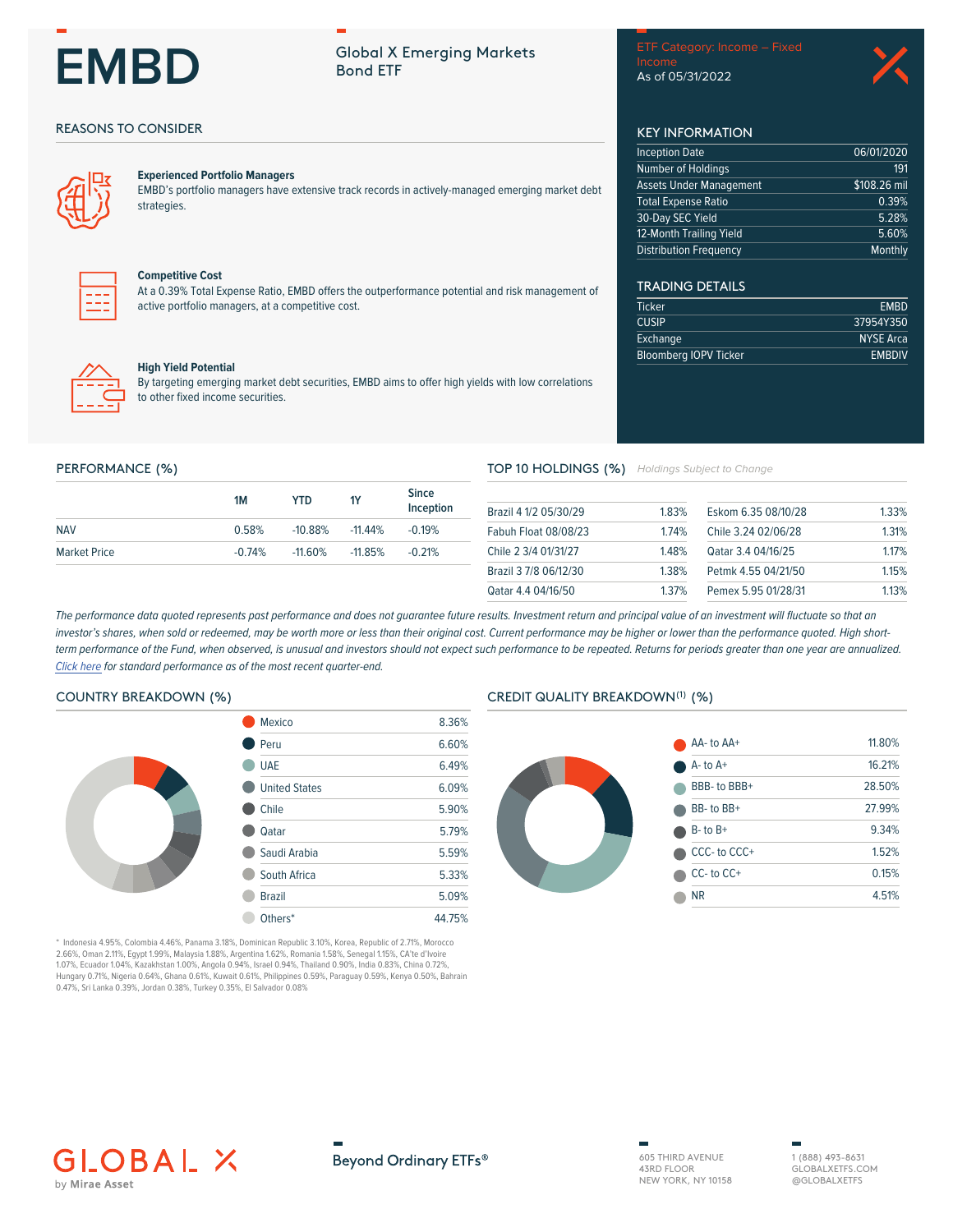# EMBD

Global X Emerging Markets Bond ETF

ETF Category: Income – Fixed Income
As of 05/31/2022

## REASONS TO CONSIDER

**Experienced Portfolio Managers**
EMBD's portfolio managers have extensive track records in actively-managed emerging market debt strategies.

**Competitive Cost**
At a 0.39% Total Expense Ratio, EMBD offers the outperformance potential and risk management of active portfolio managers, at a competitive cost.

**High Yield Potential**
By targeting emerging market debt securities, EMBD aims to offer high yields with low correlations to other fixed income securities.

## KEY INFORMATION

| | |
|---|---|
| Inception Date | 06/01/2020 |
| Number of Holdings | 191 |
| Assets Under Management | $108.26 mil |
| Total Expense Ratio | 0.39% |
| 30-Day SEC Yield | 5.28% |
| 12-Month Trailing Yield | 5.60% |
| Distribution Frequency | Monthly |

## TRADING DETAILS

| | |
|---|---|
| Ticker | EMBD |
| CUSIP | 37954Y350 |
| Exchange | NYSE Arca |
| Bloomberg IOPV Ticker | EMBDIV |

## PERFORMANCE (%)

| | 1M | YTD | 1Y | Since Inception |
|---|---|---|---|---|
| NAV | 0.58% | -10.88% | -11.44% | -0.19% |
| Market Price | -0.74% | -11.60% | -11.85% | -0.21% |

## TOP 10 HOLDINGS (%)

*Holdings Subject to Change*

| | |
|---|---|
| Brazil 4 1/2 05/30/29 | 1.83% |
| Fabuh Float 08/08/23 | 1.74% |
| Chile 2 3/4 01/31/27 | 1.48% |
| Brazil 3 7/8 06/12/30 | 1.38% |
| Qatar 4.4 04/16/50 | 1.37% |
| Eskom 6.35 08/10/28 | 1.33% |
| Chile 3.24 02/06/28 | 1.31% |
| Qatar 3.4 04/16/25 | 1.17% |
| Petmk 4.55 04/21/50 | 1.15% |
| Pemex 5.95 01/28/31 | 1.13% |

*The performance data quoted represents past performance and does not guarantee future results. Investment return and principal value of an investment will fluctuate so that an investor's shares, when sold or redeemed, may be worth more or less than their original cost. Current performance may be higher or lower than the performance quoted. High short-term performance of the Fund, when observed, is unusual and investors should not expect such performance to be repeated. Returns for periods greater than one year are annualized. Click here for standard performance as of the most recent quarter-end.*

## COUNTRY BREAKDOWN (%)

| | |
|---|---|
| Mexico | 8.36% |
| Peru | 6.60% |
| UAE | 6.49% |
| United States | 6.09% |
| Chile | 5.90% |
| Qatar | 5.79% |
| Saudi Arabia | 5.59% |
| South Africa | 5.33% |
| Brazil | 5.09% |
| Others* | 44.75% |

\* Indonesia 4.95%, Colombia 4.46%, Panama 3.18%, Dominican Republic 3.10%, Korea, Republic of 2.71%, Morocco 2.66%, Oman 2.11%, Egypt 1.99%, Malaysia 1.88%, Argentina 1.62%, Romania 1.58%, Senegal 1.15%, CA'te d'Ivoire 1.07%, Ecuador 1.04%, Kazakhstan 1.00%, Angola 0.94%, Israel 0.94%, Thailand 0.90%, India 0.83%, China 0.72%, Hungary 0.71%, Nigeria 0.64%, Ghana 0.61%, Kuwait 0.61%, Philippines 0.59%, Paraguay 0.59%, Kenya 0.50%, Bahrain 0.47%, Sri Lanka 0.39%, Jordan 0.38%, Turkey 0.35%, El Salvador 0.08%

## CREDIT QUALITY BREAKDOWN[1] (%)

| | |
|---|---|
| AA- to AA+ | 11.80% |
| A- to A+ | 16.21% |
| BBB- to BBB+ | 28.50% |
| BB- to BB+ | 27.99% |
| B- to B+ | 9.34% |
| CCC- to CCC+ | 1.52% |
| CC- to CC+ | 0.15% |
| NR | 4.51% |

GLOBAL X by Mirae Asset

Beyond Ordinary ETFs®

605 THIRD AVENUE
43RD FLOOR
NEW YORK, NY 10158

1 (888) 493-8631
GLOBALXETFS.COM
@GLOBALXETFS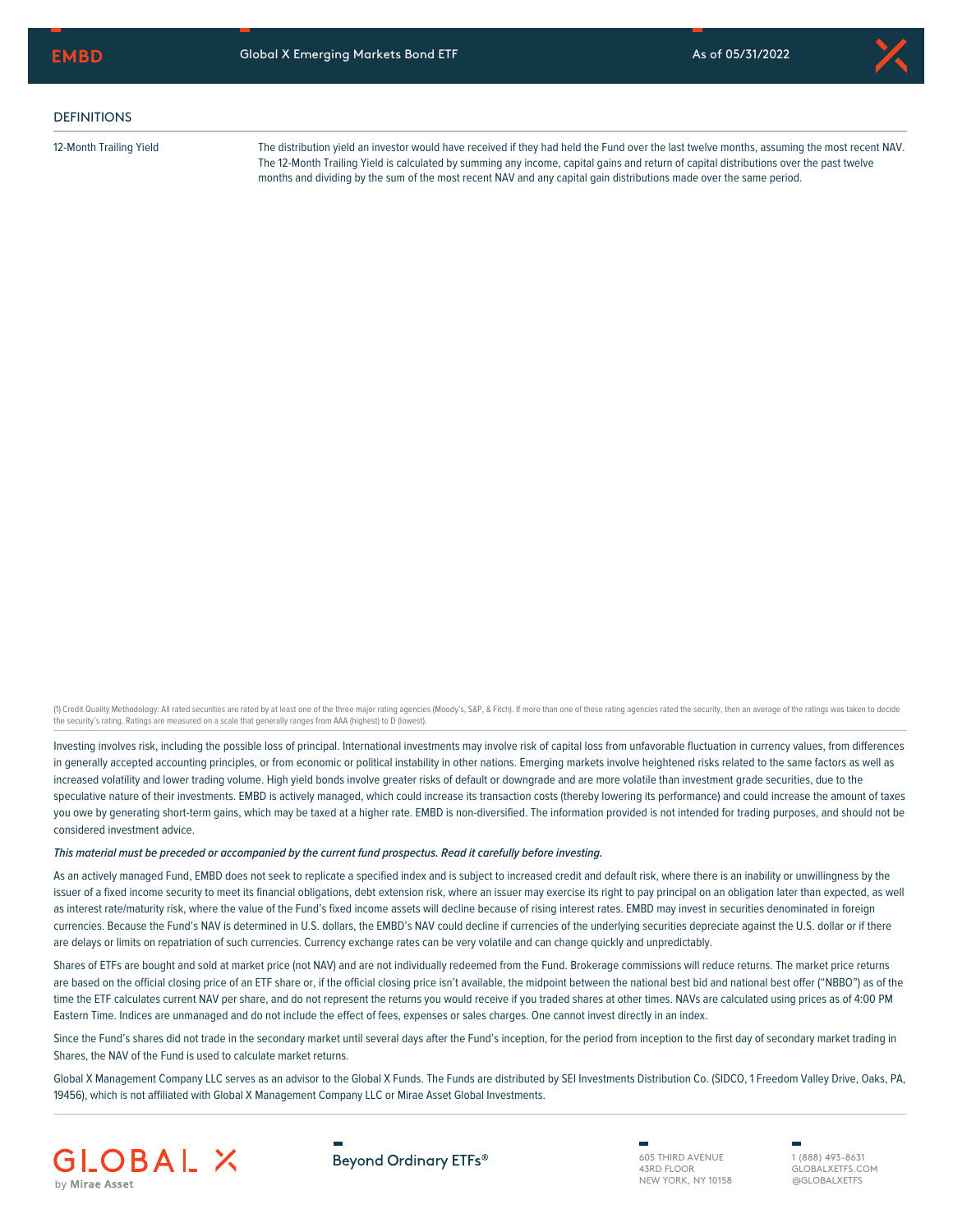## DEFINITIONS

| | |
|---|---|
| 12-Month Trailing Yield | The distribution yield an investor would have received if they had held the Fund over the last twelve months, assuming the most recent NAV. The 12-Month Trailing Yield is calculated by summing any income, capital gains and return of capital distributions over the past twelve months and dividing by the sum of the most recent NAV and any capital gain distributions made over the same period. |

(1) Credit Quality Methodology: All rated securities are rated by at least one of the three major rating agencies (Moody's, S&P, & Fitch). If more than one of these rating agencies rated the security, then an average of the ratings was taken to decide the security's rating. Ratings are measured on a scale that generally ranges from AAA (highest) to D (lowest).

Investing involves risk, including the possible loss of principal. International investments may involve risk of capital loss from unfavorable fluctuation in currency values, from differences in generally accepted accounting principles, or from economic or political instability in other nations. Emerging markets involve heightened risks related to the same factors as well as increased volatility and lower trading volume. High yield bonds involve greater risks of default or downgrade and are more volatile than investment grade securities, due to the speculative nature of their investments. EMBD is actively managed, which could increase its transaction costs (thereby lowering its performance) and could increase the amount of taxes you owe by generating short-term gains, which may be taxed at a higher rate. EMBD is non-diversified. The information provided is not intended for trading purposes, and should not be considered investment advice.

***This material must be preceded or accompanied by the current fund prospectus. Read it carefully before investing.***

As an actively managed Fund, EMBD does not seek to replicate a specified index and is subject to increased credit and default risk, where there is an inability or unwillingness by the issuer of a fixed income security to meet its financial obligations, debt extension risk, where an issuer may exercise its right to pay principal on an obligation later than expected, as well as interest rate/maturity risk, where the value of the Fund's fixed income assets will decline because of rising interest rates. EMBD may invest in securities denominated in foreign currencies. Because the Fund's NAV is determined in U.S. dollars, the EMBD's NAV could decline if currencies of the underlying securities depreciate against the U.S. dollar or if there are delays or limits on repatriation of such currencies. Currency exchange rates can be very volatile and can change quickly and unpredictably.

Shares of ETFs are bought and sold at market price (not NAV) and are not individually redeemed from the Fund. Brokerage commissions will reduce returns. The market price returns are based on the official closing price of an ETF share or, if the official closing price isn't available, the midpoint between the national best bid and national best offer ("NBBO") as of the time the ETF calculates current NAV per share, and do not represent the returns you would receive if you traded shares at other times. NAVs are calculated using prices as of 4:00 PM Eastern Time. Indices are unmanaged and do not include the effect of fees, expenses or sales charges. One cannot invest directly in an index.

Since the Fund's shares did not trade in the secondary market until several days after the Fund's inception, for the period from inception to the first day of secondary market trading in Shares, the NAV of the Fund is used to calculate market returns.

Global X Management Company LLC serves as an advisor to the Global X Funds. The Funds are distributed by SEI Investments Distribution Co. (SIDCO, 1 Freedom Valley Drive, Oaks, PA, 19456), which is not affiliated with Global X Management Company LLC or Mirae Asset Global Investments.

GLOBAL X by Mirae Asset

Beyond Ordinary ETFs®

605 THIRD AVENUE
43RD FLOOR
NEW YORK, NY 10158

1 (888) 493-8631
GLOBALXETFS.COM
@GLOBALXETFS